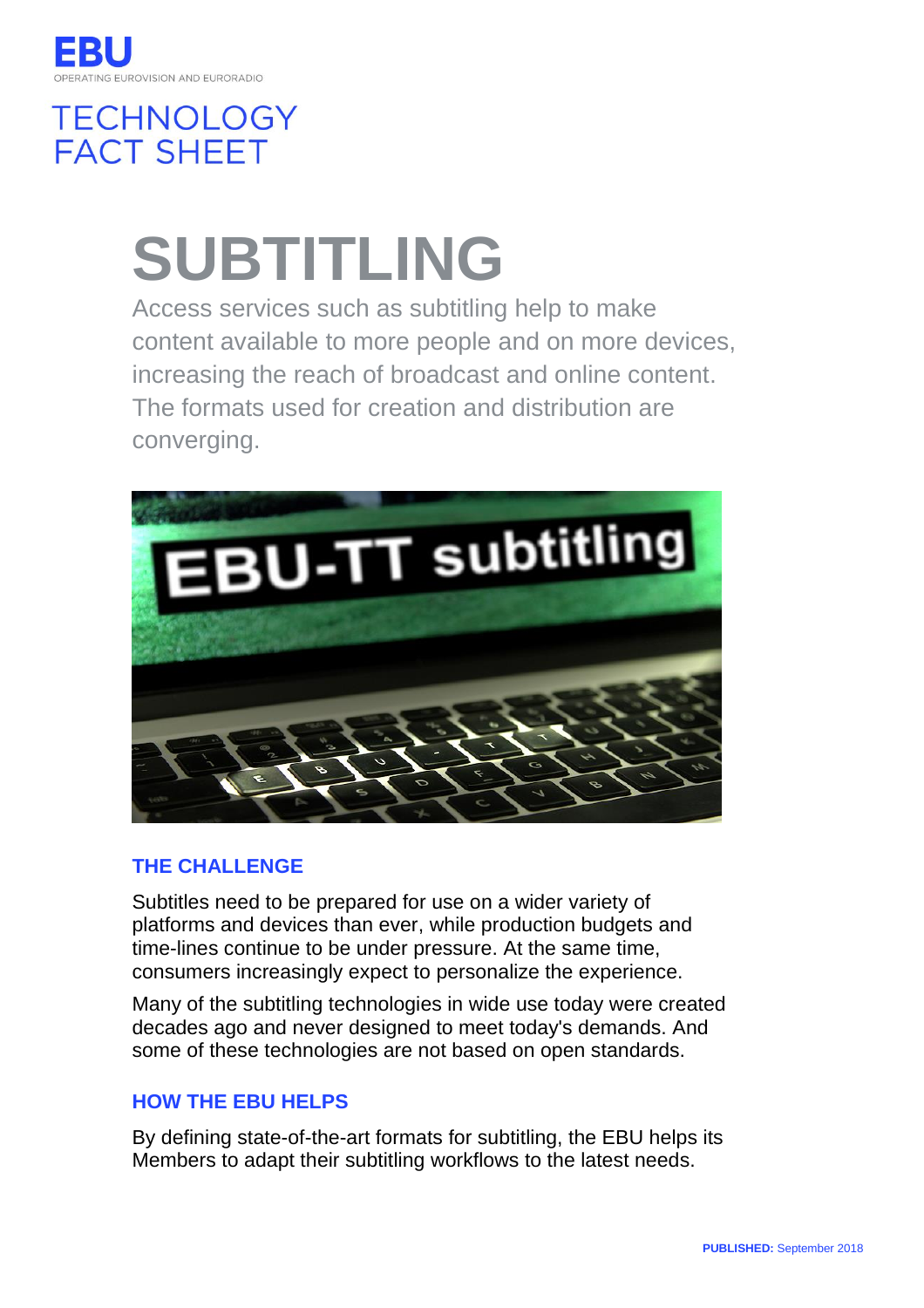EBU

OPERATING EUROVISION AND EURORADIO

TECHNOLOGY FACT SHEET

# SUBTITLING

Access services such as subtitling help to make content available to more people and on more devices, increasing the reach of broadcast and online content. The formats used for creation and distribution are converging.

## THE CHALLENGE

Subtitles need to be prepared for use on a wider variety of platforms and devices than ever, while production budgets and time-lines continue to be under pressure. At the same time, consumers increasingly expect to personalize the experience.

Many of the subtitling technologies in wide use today were created decades ago and never designed to meet today's demands. And some of these technologies are not based on open standards.

## HOW THE EBU HELPS

By defining state-of-the-art formats for subtitling, the EBU helps its Members to adapt their subtitling workflows to the latest needs.

**PUBLISHED:** September 2018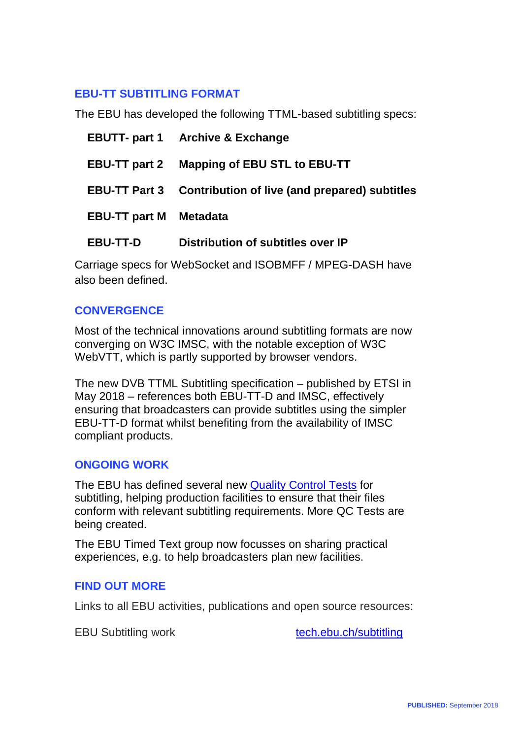## EBU-TT SUBTITLING FORMAT

The EBU has developed the following TTML-based subtitling specs:

| | |
|---|---|
| **EBUTT- part 1** | **Archive & Exchange** |
| **EBU-TT part 2** | **Mapping of EBU STL to EBU-TT** |
| **EBU-TT Part 3** | **Contribution of live (and prepared) subtitles** |
| **EBU-TT part M** | **Metadata** |
| **EBU-TT-D** | **Distribution of subtitles over IP** |

Carriage specs for WebSocket and ISOBMFF / MPEG-DASH have also been defined.

## CONVERGENCE

Most of the technical innovations around subtitling formats are now converging on W3C IMSC, with the notable exception of W3C WebVTT, which is partly supported by browser vendors.

The new DVB TTML Subtitling specification – published by ETSI in May 2018 – references both EBU-TT-D and IMSC, effectively ensuring that broadcasters can provide subtitles using the simpler EBU-TT-D format whilst benefiting from the availability of IMSC compliant products.

## ONGOING WORK

The EBU has defined several new Quality Control Tests for subtitling, helping production facilities to ensure that their files conform with relevant subtitling requirements. More QC Tests are being created.

The EBU Timed Text group now focusses on sharing practical experiences, e.g. to help broadcasters plan new facilities.

## FIND OUT MORE

Links to all EBU activities, publications and open source resources:

EBU Subtitling work tech.ebu.ch/subtitling

**PUBLISHED:** September 2018